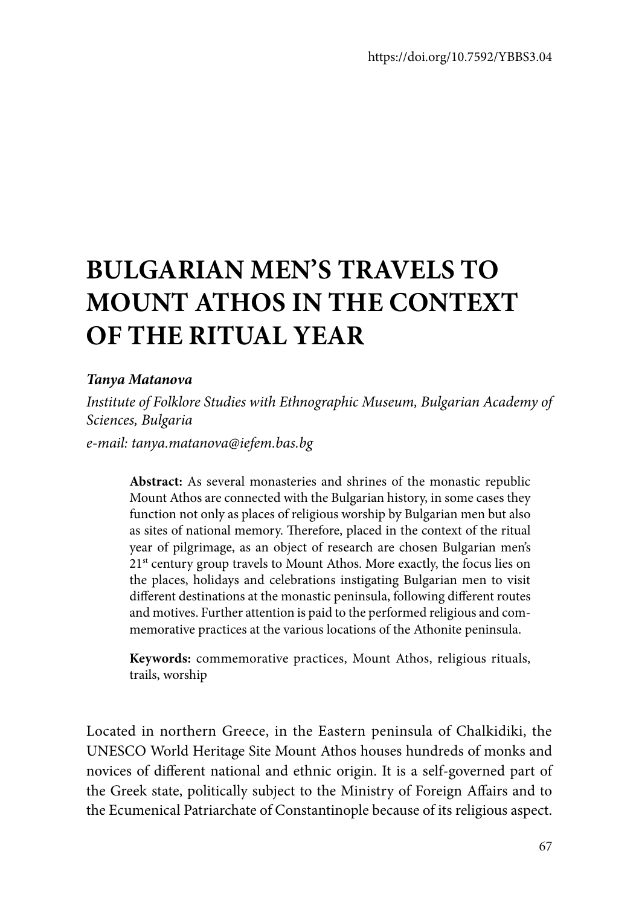https://doi.org/10.7592/YBBS3.04

# BULGARIAN MEN'S TRAVELS TO MOUNT ATHOS IN THE CONTEXT OF THE RITUAL YEAR

***Tanya Matanova***

*Institute of Folklore Studies with Ethnographic Museum, Bulgarian Academy of Sciences, Bulgaria*

*e-mail: tanya.matanova@iefem.bas.bg*

> **Abstract:** As several monasteries and shrines of the monastic republic Mount Athos are connected with the Bulgarian history, in some cases they function not only as places of religious worship by Bulgarian men but also as sites of national memory. Therefore, placed in the context of the ritual year of pilgrimage, as an object of research are chosen Bulgarian men's 21st century group travels to Mount Athos. More exactly, the focus lies on the places, holidays and celebrations instigating Bulgarian men to visit different destinations at the monastic peninsula, following different routes and motives. Further attention is paid to the performed religious and commemorative practices at the various locations of the Athonite peninsula.
>
> **Keywords:** commemorative practices, Mount Athos, religious rituals, trails, worship

Located in northern Greece, in the Eastern peninsula of Chalkidiki, the UNESCO World Heritage Site Mount Athos houses hundreds of monks and novices of different national and ethnic origin. It is a self-governed part of the Greek state, politically subject to the Ministry of Foreign Affairs and to the Ecumenical Patriarchate of Constantinople because of its religious aspect.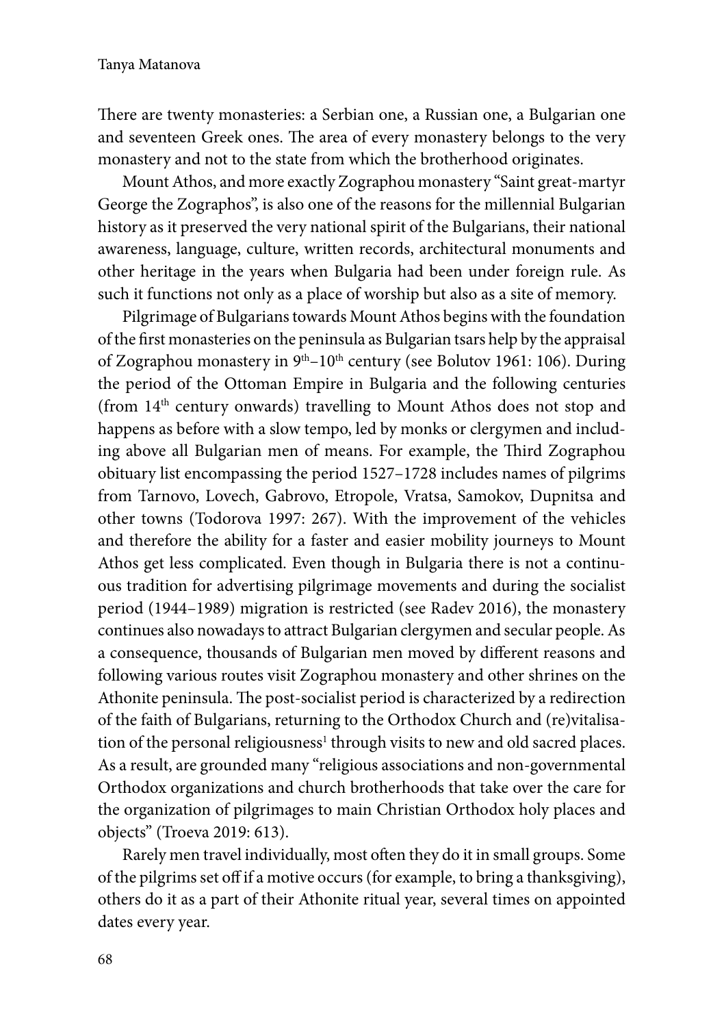There are twenty monasteries: a Serbian one, a Russian one, a Bulgarian one and seventeen Greek ones. The area of every monastery belongs to the very monastery and not to the state from which the brotherhood originates.

Mount Athos, and more exactly Zographou monastery "Saint great-martyr George the Zographos", is also one of the reasons for the millennial Bulgarian history as it preserved the very national spirit of the Bulgarians, their national awareness, language, culture, written records, architectural monuments and other heritage in the years when Bulgaria had been under foreign rule. As such it functions not only as a place of worship but also as a site of memory.

Pilgrimage of Bulgarians towards Mount Athos begins with the foundation of the first monasteries on the peninsula as Bulgarian tsars help by the appraisal of Zographou monastery in 9th–10th century (see Bolutov 1961: 106). During the period of the Ottoman Empire in Bulgaria and the following centuries (from 14th century onwards) travelling to Mount Athos does not stop and happens as before with a slow tempo, led by monks or clergymen and including above all Bulgarian men of means. For example, the Third Zographou obituary list encompassing the period 1527–1728 includes names of pilgrims from Tarnovo, Lovech, Gabrovo, Etropole, Vratsa, Samokov, Dupnitsa and other towns (Todorova 1997: 267). With the improvement of the vehicles and therefore the ability for a faster and easier mobility journeys to Mount Athos get less complicated. Even though in Bulgaria there is not a continuous tradition for advertising pilgrimage movements and during the socialist period (1944–1989) migration is restricted (see Radev 2016), the monastery continues also nowadays to attract Bulgarian clergymen and secular people. As a consequence, thousands of Bulgarian men moved by different reasons and following various routes visit Zographou monastery and other shrines on the Athonite peninsula. The post-socialist period is characterized by a redirection of the faith of Bulgarians, returning to the Orthodox Church and (re)vitalisation of the personal religiousness[1] through visits to new and old sacred places. As a result, are grounded many "religious associations and non-governmental Orthodox organizations and church brotherhoods that take over the care for the organization of pilgrimages to main Christian Orthodox holy places and objects" (Troeva 2019: 613).

Rarely men travel individually, most often they do it in small groups. Some of the pilgrims set off if a motive occurs (for example, to bring a thanksgiving), others do it as a part of their Athonite ritual year, several times on appointed dates every year.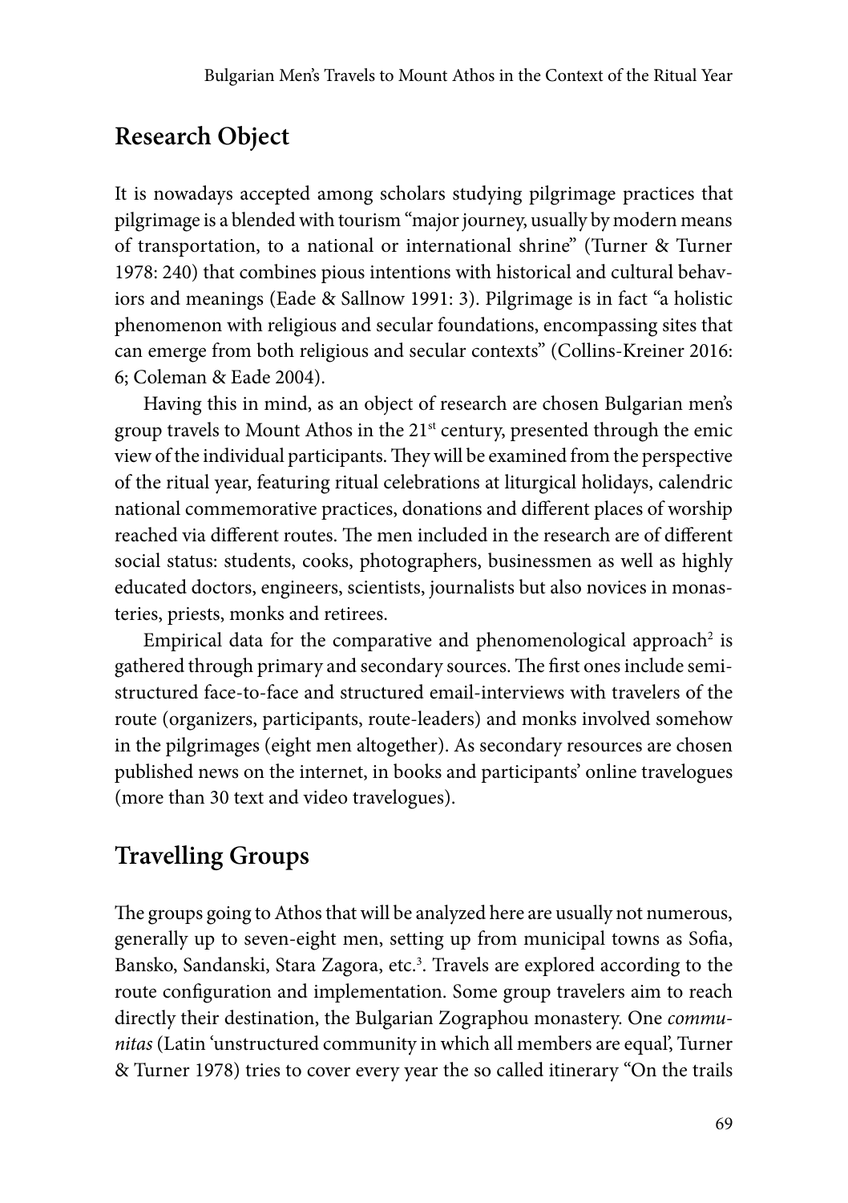## Research Object

It is nowadays accepted among scholars studying pilgrimage practices that pilgrimage is a blended with tourism "major journey, usually by modern means of transportation, to a national or international shrine" (Turner & Turner 1978: 240) that combines pious intentions with historical and cultural behaviors and meanings (Eade & Sallnow 1991: 3). Pilgrimage is in fact "a holistic phenomenon with religious and secular foundations, encompassing sites that can emerge from both religious and secular contexts" (Collins-Kreiner 2016: 6; Coleman & Eade 2004).

Having this in mind, as an object of research are chosen Bulgarian men's group travels to Mount Athos in the 21st century, presented through the emic view of the individual participants. They will be examined from the perspective of the ritual year, featuring ritual celebrations at liturgical holidays, calendric national commemorative practices, donations and different places of worship reached via different routes. The men included in the research are of different social status: students, cooks, photographers, businessmen as well as highly educated doctors, engineers, scientists, journalists but also novices in monasteries, priests, monks and retirees.

Empirical data for the comparative and phenomenological approach[2] is gathered through primary and secondary sources. The first ones include semi-structured face-to-face and structured email-interviews with travelers of the route (organizers, participants, route-leaders) and monks involved somehow in the pilgrimages (eight men altogether). As secondary resources are chosen published news on the internet, in books and participants' online travelogues (more than 30 text and video travelogues).

## Travelling Groups

The groups going to Athos that will be analyzed here are usually not numerous, generally up to seven-eight men, setting up from municipal towns as Sofia, Bansko, Sandanski, Stara Zagora, etc.[3]. Travels are explored according to the route configuration and implementation. Some group travelers aim to reach directly their destination, the Bulgarian Zographou monastery. One *communitas* (Latin 'unstructured community in which all members are equal', Turner & Turner 1978) tries to cover every year the so called itinerary "On the trails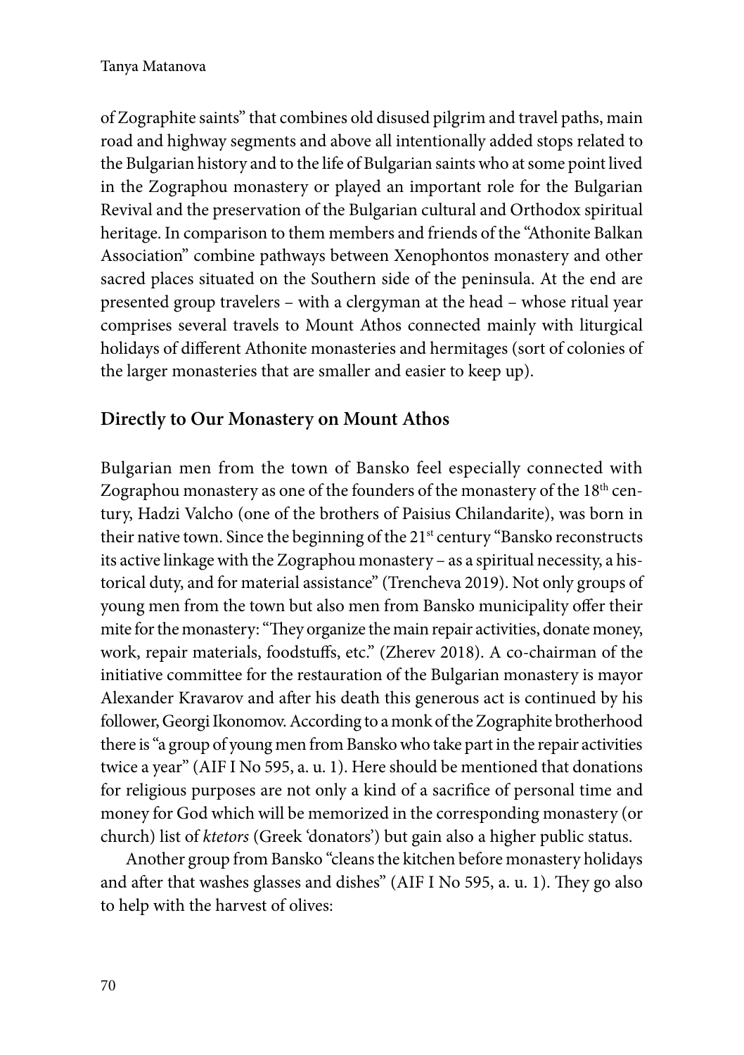of Zographite saints" that combines old disused pilgrim and travel paths, main road and highway segments and above all intentionally added stops related to the Bulgarian history and to the life of Bulgarian saints who at some point lived in the Zographou monastery or played an important role for the Bulgarian Revival and the preservation of the Bulgarian cultural and Orthodox spiritual heritage. In comparison to them members and friends of the "Athonite Balkan Association" combine pathways between Xenophontos monastery and other sacred places situated on the Southern side of the peninsula. At the end are presented group travelers – with a clergyman at the head – whose ritual year comprises several travels to Mount Athos connected mainly with liturgical holidays of different Athonite monasteries and hermitages (sort of colonies of the larger monasteries that are smaller and easier to keep up).

## Directly to Our Monastery on Mount Athos

Bulgarian men from the town of Bansko feel especially connected with Zographou monastery as one of the founders of the monastery of the 18th century, Hadzi Valcho (one of the brothers of Paisius Chilandarite), was born in their native town. Since the beginning of the 21st century "Bansko reconstructs its active linkage with the Zographou monastery – as a spiritual necessity, a historical duty, and for material assistance" (Trencheva 2019). Not only groups of young men from the town but also men from Bansko municipality offer their mite for the monastery: "They organize the main repair activities, donate money, work, repair materials, foodstuffs, etc." (Zherev 2018). A co-chairman of the initiative committee for the restauration of the Bulgarian monastery is mayor Alexander Kravarov and after his death this generous act is continued by his follower, Georgi Ikonomov. According to a monk of the Zographite brotherhood there is "a group of young men from Bansko who take part in the repair activities twice a year" (AIF I No 595, a. u. 1). Here should be mentioned that donations for religious purposes are not only a kind of a sacrifice of personal time and money for God which will be memorized in the corresponding monastery (or church) list of *ktetors* (Greek 'donators') but gain also a higher public status.

Another group from Bansko "cleans the kitchen before monastery holidays and after that washes glasses and dishes" (AIF I No 595, a. u. 1). They go also to help with the harvest of olives: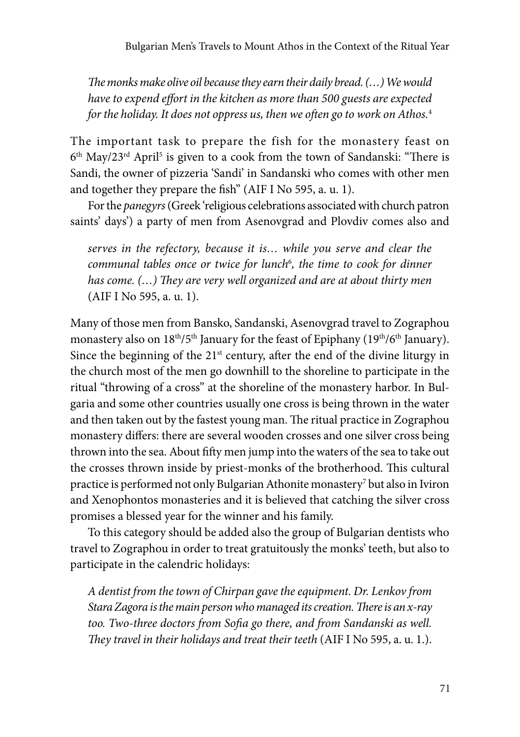*The monks make olive oil because they earn their daily bread. (…) We would have to expend effort in the kitchen as more than 500 guests are expected for the holiday. It does not oppress us, then we often go to work on Athos.*[4]

The important task to prepare the fish for the monastery feast on 6th May/23rd April[5] is given to a cook from the town of Sandanski: "There is Sandi, the owner of pizzeria 'Sandi' in Sandanski who comes with other men and together they prepare the fish" (AIF I No 595, a. u. 1).

For the *panegyrs* (Greek 'religious celebrations associated with church patron saints' days') a party of men from Asenovgrad and Plovdiv comes also and

*serves in the refectory, because it is… while you serve and clear the communal tables once or twice for lunch*[6]*, the time to cook for dinner has come. (…) They are very well organized and are at about thirty men* (AIF I No 595, a. u. 1).

Many of those men from Bansko, Sandanski, Asenovgrad travel to Zographou monastery also on 18th/5th January for the feast of Epiphany (19th/6th January). Since the beginning of the 21st century, after the end of the divine liturgy in the church most of the men go downhill to the shoreline to participate in the ritual "throwing of a cross" at the shoreline of the monastery harbor. In Bulgaria and some other countries usually one cross is being thrown in the water and then taken out by the fastest young man. The ritual practice in Zographou monastery differs: there are several wooden crosses and one silver cross being thrown into the sea. About fifty men jump into the waters of the sea to take out the crosses thrown inside by priest-monks of the brotherhood. This cultural practice is performed not only Bulgarian Athonite monastery[7] but also in Iviron and Xenophontos monasteries and it is believed that catching the silver cross promises a blessed year for the winner and his family.

To this category should be added also the group of Bulgarian dentists who travel to Zographou in order to treat gratuitously the monks' teeth, but also to participate in the calendric holidays:

*A dentist from the town of Chirpan gave the equipment. Dr. Lenkov from Stara Zagora is the main person who managed its creation. There is an x-ray too. Two-three doctors from Sofia go there, and from Sandanski as well. They travel in their holidays and treat their teeth* (AIF I No 595, a. u. 1.).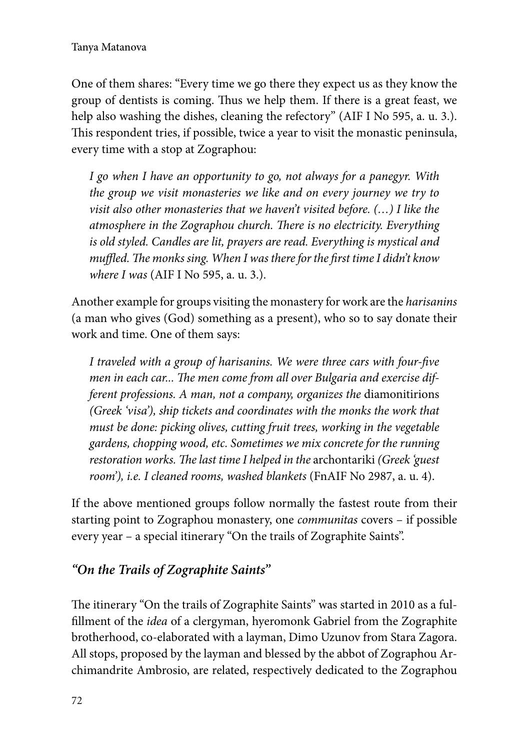One of them shares: "Every time we go there they expect us as they know the group of dentists is coming. Thus we help them. If there is a great feast, we help also washing the dishes, cleaning the refectory" (AIF I No 595, a. u. 3.). This respondent tries, if possible, twice a year to visit the monastic peninsula, every time with a stop at Zographou:

> *I go when I have an opportunity to go, not always for a panegyr. With the group we visit monasteries we like and on every journey we try to visit also other monasteries that we haven't visited before. (…) I like the atmosphere in the Zographou church. There is no electricity. Everything is old styled. Candles are lit, prayers are read. Everything is mystical and muffled. The monks sing. When I was there for the first time I didn't know where I was* (AIF I No 595, a. u. 3.).

Another example for groups visiting the monastery for work are the *harisanins* (a man who gives (God) something as a present), who so to say donate their work and time. One of them says:

> *I traveled with a group of harisanins. We were three cars with four-five men in each car... The men come from all over Bulgaria and exercise different professions. A man, not a company, organizes the* diamonitirions *(Greek 'visa'), ship tickets and coordinates with the monks the work that must be done: picking olives, cutting fruit trees, working in the vegetable gardens, chopping wood, etc. Sometimes we mix concrete for the running restoration works. The last time I helped in the* archontariki *(Greek 'guest room'), i.e. I cleaned rooms, washed blankets* (FnAIF No 2987, a. u. 4).

If the above mentioned groups follow normally the fastest route from their starting point to Zographou monastery, one *communitas* covers – if possible every year – a special itinerary "On the trails of Zographite Saints".

## *"On the Trails of Zographite Saints"*

The itinerary "On the trails of Zographite Saints" was started in 2010 as a fulfillment of the *idea* of a clergyman, hyeromonk Gabriel from the Zographite brotherhood, co-elaborated with a layman, Dimo Uzunov from Stara Zagora. All stops, proposed by the layman and blessed by the abbot of Zographou Archimandrite Ambrosio, are related, respectively dedicated to the Zographou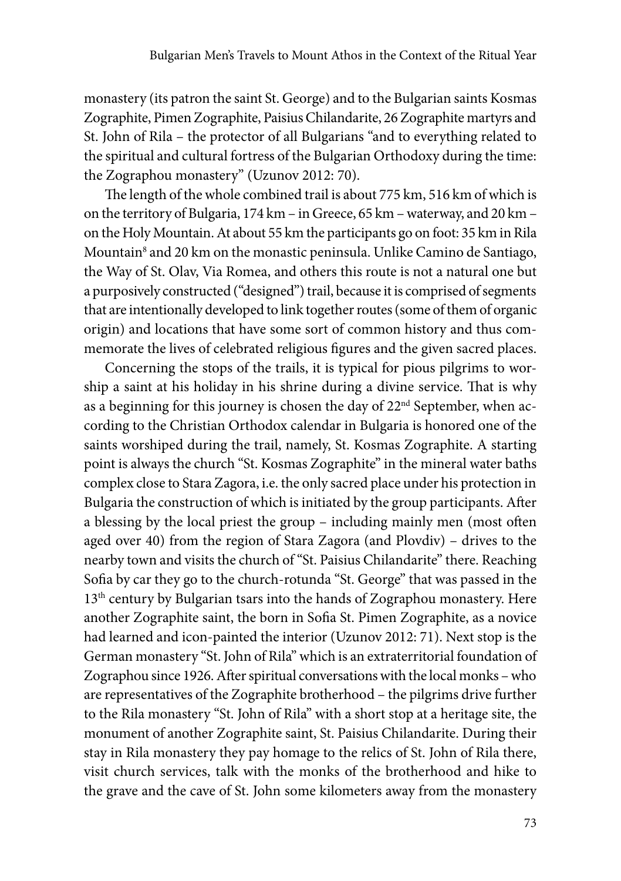monastery (its patron the saint St. George) and to the Bulgarian saints Kosmas Zographite, Pimen Zographite, Paisius Chilandarite, 26 Zographite martyrs and St. John of Rila – the protector of all Bulgarians "and to everything related to the spiritual and cultural fortress of the Bulgarian Orthodoxy during the time: the Zographou monastery" (Uzunov 2012: 70).

The length of the whole combined trail is about 775 km, 516 km of which is on the territory of Bulgaria, 174 km – in Greece, 65 km – waterway, and 20 km – on the Holy Mountain. At about 55 km the participants go on foot: 35 km in Rila Mountain[8] and 20 km on the monastic peninsula. Unlike Camino de Santiago, the Way of St. Olav, Via Romea, and others this route is not a natural one but a purposively constructed ("designed") trail, because it is comprised of segments that are intentionally developed to link together routes (some of them of organic origin) and locations that have some sort of common history and thus commemorate the lives of celebrated religious figures and the given sacred places.

Concerning the stops of the trails, it is typical for pious pilgrims to worship a saint at his holiday in his shrine during a divine service. That is why as a beginning for this journey is chosen the day of 22nd September, when according to the Christian Orthodox calendar in Bulgaria is honored one of the saints worshiped during the trail, namely, St. Kosmas Zographite. A starting point is always the church "St. Kosmas Zographite" in the mineral water baths complex close to Stara Zagora, i.e. the only sacred place under his protection in Bulgaria the construction of which is initiated by the group participants. After a blessing by the local priest the group – including mainly men (most often aged over 40) from the region of Stara Zagora (and Plovdiv) – drives to the nearby town and visits the church of "St. Paisius Chilandarite" there. Reaching Sofia by car they go to the church-rotunda "St. George" that was passed in the 13th century by Bulgarian tsars into the hands of Zographou monastery. Here another Zographite saint, the born in Sofia St. Pimen Zographite, as a novice had learned and icon-painted the interior (Uzunov 2012: 71). Next stop is the German monastery "St. John of Rila" which is an extraterritorial foundation of Zographou since 1926. After spiritual conversations with the local monks – who are representatives of the Zographite brotherhood – the pilgrims drive further to the Rila monastery "St. John of Rila" with a short stop at a heritage site, the monument of another Zographite saint, St. Paisius Chilandarite. During their stay in Rila monastery they pay homage to the relics of St. John of Rila there, visit church services, talk with the monks of the brotherhood and hike to the grave and the cave of St. John some kilometers away from the monastery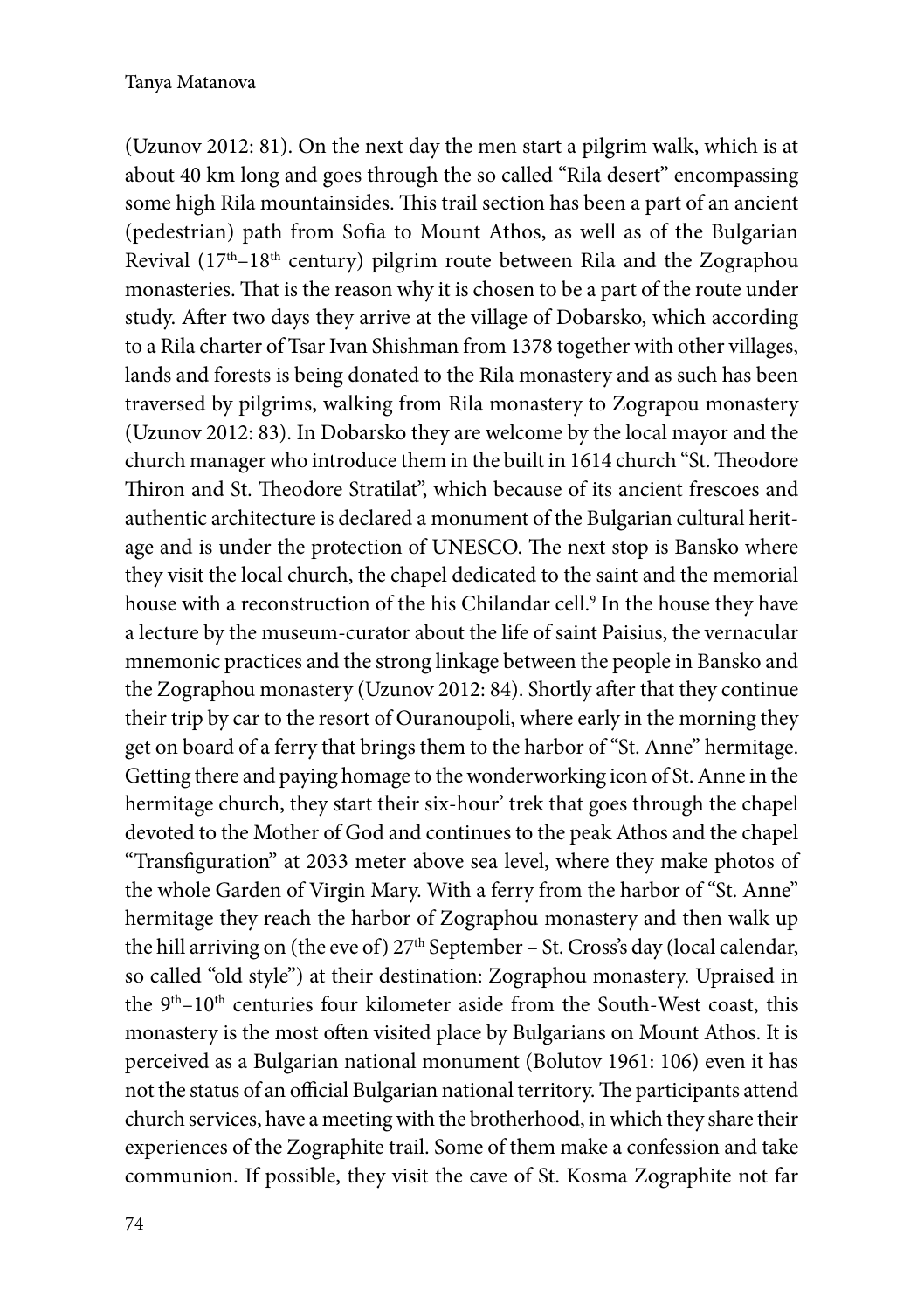(Uzunov 2012: 81). On the next day the men start a pilgrim walk, which is at about 40 km long and goes through the so called "Rila desert" encompassing some high Rila mountainsides. This trail section has been a part of an ancient (pedestrian) path from Sofia to Mount Athos, as well as of the Bulgarian Revival (17th–18th century) pilgrim route between Rila and the Zographou monasteries. That is the reason why it is chosen to be a part of the route under study. After two days they arrive at the village of Dobarsko, which according to a Rila charter of Tsar Ivan Shishman from 1378 together with other villages, lands and forests is being donated to the Rila monastery and as such has been traversed by pilgrims, walking from Rila monastery to Zograpou monastery (Uzunov 2012: 83). In Dobarsko they are welcome by the local mayor and the church manager who introduce them in the built in 1614 church "St. Theodore Thiron and St. Theodore Stratilat", which because of its ancient frescoes and authentic architecture is declared a monument of the Bulgarian cultural heritage and is under the protection of UNESCO. The next stop is Bansko where they visit the local church, the chapel dedicated to the saint and the memorial house with a reconstruction of the his Chilandar cell.[9] In the house they have a lecture by the museum-curator about the life of saint Paisius, the vernacular mnemonic practices and the strong linkage between the people in Bansko and the Zographou monastery (Uzunov 2012: 84). Shortly after that they continue their trip by car to the resort of Ouranoupoli, where early in the morning they get on board of a ferry that brings them to the harbor of "St. Anne" hermitage. Getting there and paying homage to the wonderworking icon of St. Anne in the hermitage church, they start their six-hour' trek that goes through the chapel devoted to the Mother of God and continues to the peak Athos and the chapel "Transfiguration" at 2033 meter above sea level, where they make photos of the whole Garden of Virgin Mary. With a ferry from the harbor of "St. Anne" hermitage they reach the harbor of Zographou monastery and then walk up the hill arriving on (the eve of) 27th September – St. Cross's day (local calendar, so called "old style") at their destination: Zographou monastery. Upraised in the 9th–10th centuries four kilometer aside from the South-West coast, this monastery is the most often visited place by Bulgarians on Mount Athos. It is perceived as a Bulgarian national monument (Bolutov 1961: 106) even it has not the status of an official Bulgarian national territory. The participants attend church services, have a meeting with the brotherhood, in which they share their experiences of the Zographite trail. Some of them make a confession and take communion. If possible, they visit the cave of St. Kosma Zographite not far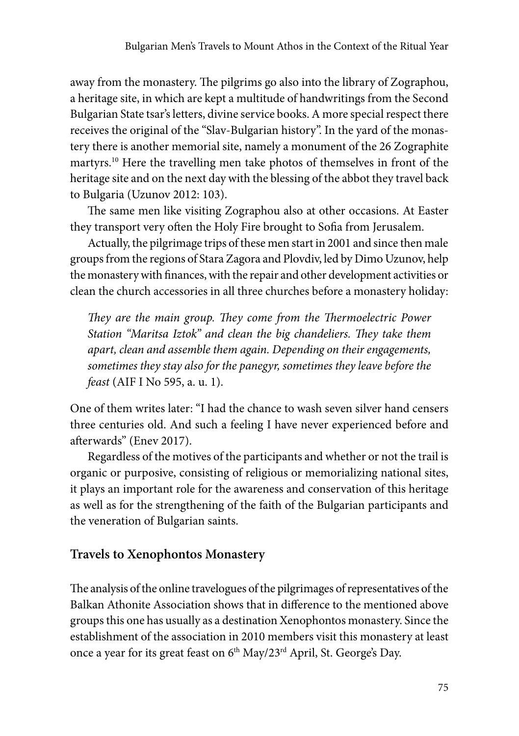away from the monastery. The pilgrims go also into the library of Zographou, a heritage site, in which are kept a multitude of handwritings from the Second Bulgarian State tsar's letters, divine service books. A more special respect there receives the original of the "Slav-Bulgarian history". In the yard of the monastery there is another memorial site, namely a monument of the 26 Zographite martyrs.[10] Here the travelling men take photos of themselves in front of the heritage site and on the next day with the blessing of the abbot they travel back to Bulgaria (Uzunov 2012: 103).

The same men like visiting Zographou also at other occasions. At Easter they transport very often the Holy Fire brought to Sofia from Jerusalem.

Actually, the pilgrimage trips of these men start in 2001 and since then male groups from the regions of Stara Zagora and Plovdiv, led by Dimo Uzunov, help the monastery with finances, with the repair and other development activities or clean the church accessories in all three churches before a monastery holiday:

> *They are the main group. They come from the Thermoelectric Power Station "Maritsa Iztok" and clean the big chandeliers. They take them apart, clean and assemble them again. Depending on their engagements, sometimes they stay also for the panegyr, sometimes they leave before the feast* (AIF I No 595, a. u. 1).

One of them writes later: "I had the chance to wash seven silver hand censers three centuries old. And such a feeling I have never experienced before and afterwards" (Enev 2017).

Regardless of the motives of the participants and whether or not the trail is organic or purposive, consisting of religious or memorializing national sites, it plays an important role for the awareness and conservation of this heritage as well as for the strengthening of the faith of the Bulgarian participants and the veneration of Bulgarian saints.

## Travels to Xenophontos Monastery

The analysis of the online travelogues of the pilgrimages of representatives of the Balkan Athonite Association shows that in difference to the mentioned above groups this one has usually as a destination Xenophontos monastery. Since the establishment of the association in 2010 members visit this monastery at least once a year for its great feast on 6th May/23rd April, St. George's Day.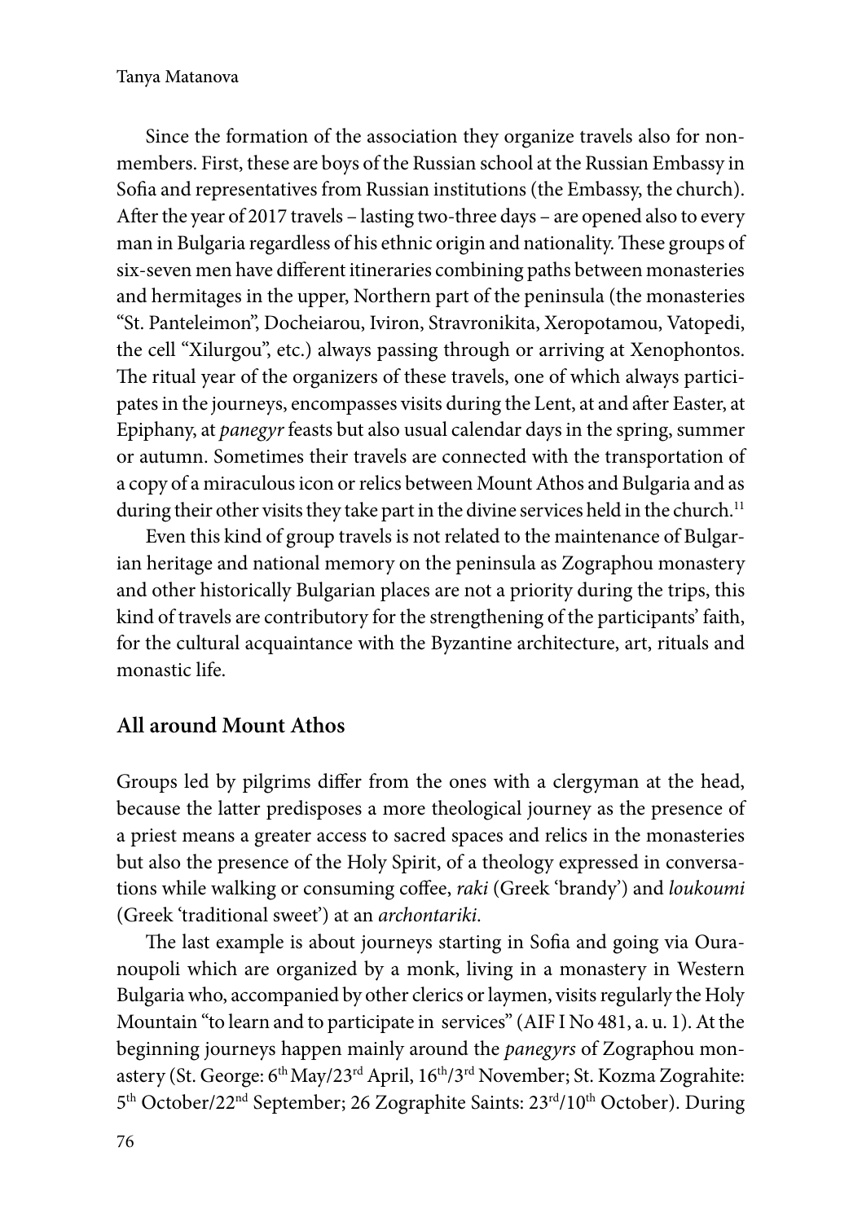Since the formation of the association they organize travels also for non-members. First, these are boys of the Russian school at the Russian Embassy in Sofia and representatives from Russian institutions (the Embassy, the church). After the year of 2017 travels – lasting two-three days – are opened also to every man in Bulgaria regardless of his ethnic origin and nationality. These groups of six-seven men have different itineraries combining paths between monasteries and hermitages in the upper, Northern part of the peninsula (the monasteries "St. Panteleimon", Docheiarou, Iviron, Stravronikita, Xeropotamou, Vatopedi, the cell "Xilurgou", etc.) always passing through or arriving at Xenophontos. The ritual year of the organizers of these travels, one of which always participates in the journeys, encompasses visits during the Lent, at and after Easter, at Epiphany, at *panegyr* feasts but also usual calendar days in the spring, summer or autumn. Sometimes their travels are connected with the transportation of a copy of a miraculous icon or relics between Mount Athos and Bulgaria and as during their other visits they take part in the divine services held in the church.[11]

Even this kind of group travels is not related to the maintenance of Bulgarian heritage and national memory on the peninsula as Zographou monastery and other historically Bulgarian places are not a priority during the trips, this kind of travels are contributory for the strengthening of the participants' faith, for the cultural acquaintance with the Byzantine architecture, art, rituals and monastic life.

## All around Mount Athos

Groups led by pilgrims differ from the ones with a clergyman at the head, because the latter predisposes a more theological journey as the presence of a priest means a greater access to sacred spaces and relics in the monasteries but also the presence of the Holy Spirit, of a theology expressed in conversations while walking or consuming coffee, *raki* (Greek 'brandy') and *loukoumi* (Greek 'traditional sweet') at an *archontariki*.

The last example is about journeys starting in Sofia and going via Ouranoupoli which are organized by a monk, living in a monastery in Western Bulgaria who, accompanied by other clerics or laymen, visits regularly the Holy Mountain "to learn and to participate in services" (AIF I No 481, a. u. 1). At the beginning journeys happen mainly around the *panegyrs* of Zographou monastery (St. George: 6th May/23rd April, 16th/3rd November; St. Kozma Zograhite: 5th October/22nd September; 26 Zographite Saints: 23rd/10th October). During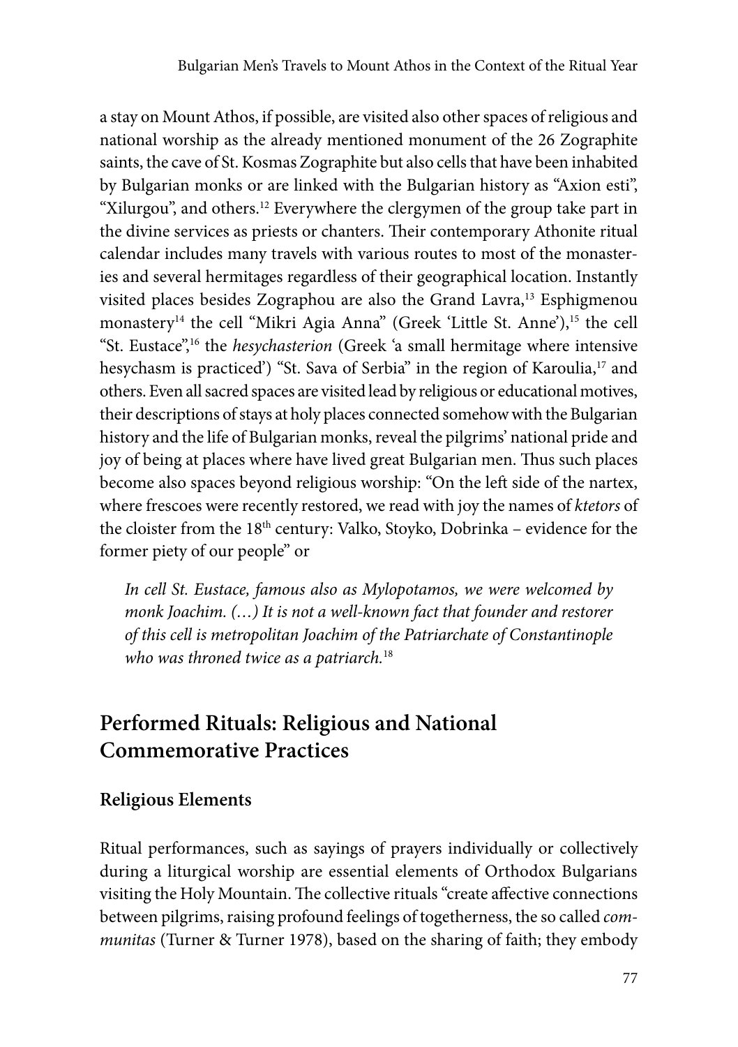a stay on Mount Athos, if possible, are visited also other spaces of religious and national worship as the already mentioned monument of the 26 Zographite saints, the cave of St. Kosmas Zographite but also cells that have been inhabited by Bulgarian monks or are linked with the Bulgarian history as "Axion esti", "Xilurgou", and others.[12] Everywhere the clergymen of the group take part in the divine services as priests or chanters. Their contemporary Athonite ritual calendar includes many travels with various routes to most of the monasteries and several hermitages regardless of their geographical location. Instantly visited places besides Zographou are also the Grand Lavra,[13] Esphigmenou monastery[14] the cell "Mikri Agia Anna" (Greek 'Little St. Anne'),[15] the cell "St. Eustace",[16] the *hesychasterion* (Greek 'a small hermitage where intensive hesychasm is practiced') "St. Sava of Serbia" in the region of Karoulia,[17] and others. Even all sacred spaces are visited lead by religious or educational motives, their descriptions of stays at holy places connected somehow with the Bulgarian history and the life of Bulgarian monks, reveal the pilgrims' national pride and joy of being at places where have lived great Bulgarian men. Thus such places become also spaces beyond religious worship: "On the left side of the nartex, where frescoes were recently restored, we read with joy the names of *ktetors* of the cloister from the 18th century: Valko, Stoyko, Dobrinka – evidence for the former piety of our people" or

> *In cell St. Eustace, famous also as Mylopotamos, we were welcomed by monk Joachim. (…) It is not a well-known fact that founder and restorer of this cell is metropolitan Joachim of the Patriarchate of Constantinople who was throned twice as a patriarch.*[18]

## Performed Rituals: Religious and National Commemorative Practices

### Religious Elements

Ritual performances, such as sayings of prayers individually or collectively during a liturgical worship are essential elements of Orthodox Bulgarians visiting the Holy Mountain. The collective rituals "create affective connections between pilgrims, raising profound feelings of togetherness, the so called *communitas* (Turner & Turner 1978), based on the sharing of faith; they embody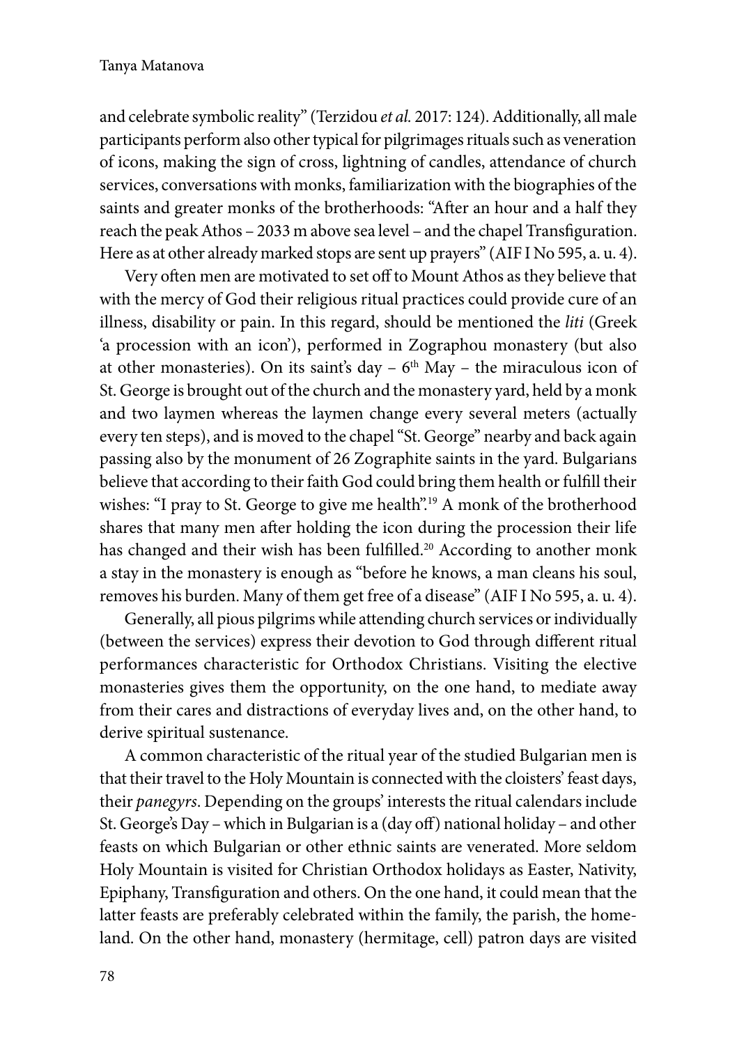and celebrate symbolic reality" (Terzidou *et al.* 2017: 124). Additionally, all male participants perform also other typical for pilgrimages rituals such as veneration of icons, making the sign of cross, lightning of candles, attendance of church services, conversations with monks, familiarization with the biographies of the saints and greater monks of the brotherhoods: "After an hour and a half they reach the peak Athos – 2033 m above sea level – and the chapel Transfiguration. Here as at other already marked stops are sent up prayers" (AIF I No 595, a. u. 4).

Very often men are motivated to set off to Mount Athos as they believe that with the mercy of God their religious ritual practices could provide cure of an illness, disability or pain. In this regard, should be mentioned the *liti* (Greek 'a procession with an icon'), performed in Zographou monastery (but also at other monasteries). On its saint's day – 6th May – the miraculous icon of St. George is brought out of the church and the monastery yard, held by a monk and two laymen whereas the laymen change every several meters (actually every ten steps), and is moved to the chapel "St. George" nearby and back again passing also by the monument of 26 Zographite saints in the yard. Bulgarians believe that according to their faith God could bring them health or fulfill their wishes: "I pray to St. George to give me health".[19] A monk of the brotherhood shares that many men after holding the icon during the procession their life has changed and their wish has been fulfilled.[20] According to another monk a stay in the monastery is enough as "before he knows, a man cleans his soul, removes his burden. Many of them get free of a disease" (AIF I No 595, a. u. 4).

Generally, all pious pilgrims while attending church services or individually (between the services) express their devotion to God through different ritual performances characteristic for Orthodox Christians. Visiting the elective monasteries gives them the opportunity, on the one hand, to mediate away from their cares and distractions of everyday lives and, on the other hand, to derive spiritual sustenance.

A common characteristic of the ritual year of the studied Bulgarian men is that their travel to the Holy Mountain is connected with the cloisters' feast days, their *panegyrs*. Depending on the groups' interests the ritual calendars include St. George's Day – which in Bulgarian is a (day off) national holiday – and other feasts on which Bulgarian or other ethnic saints are venerated. More seldom Holy Mountain is visited for Christian Orthodox holidays as Easter, Nativity, Epiphany, Transfiguration and others. On the one hand, it could mean that the latter feasts are preferably celebrated within the family, the parish, the homeland. On the other hand, monastery (hermitage, cell) patron days are visited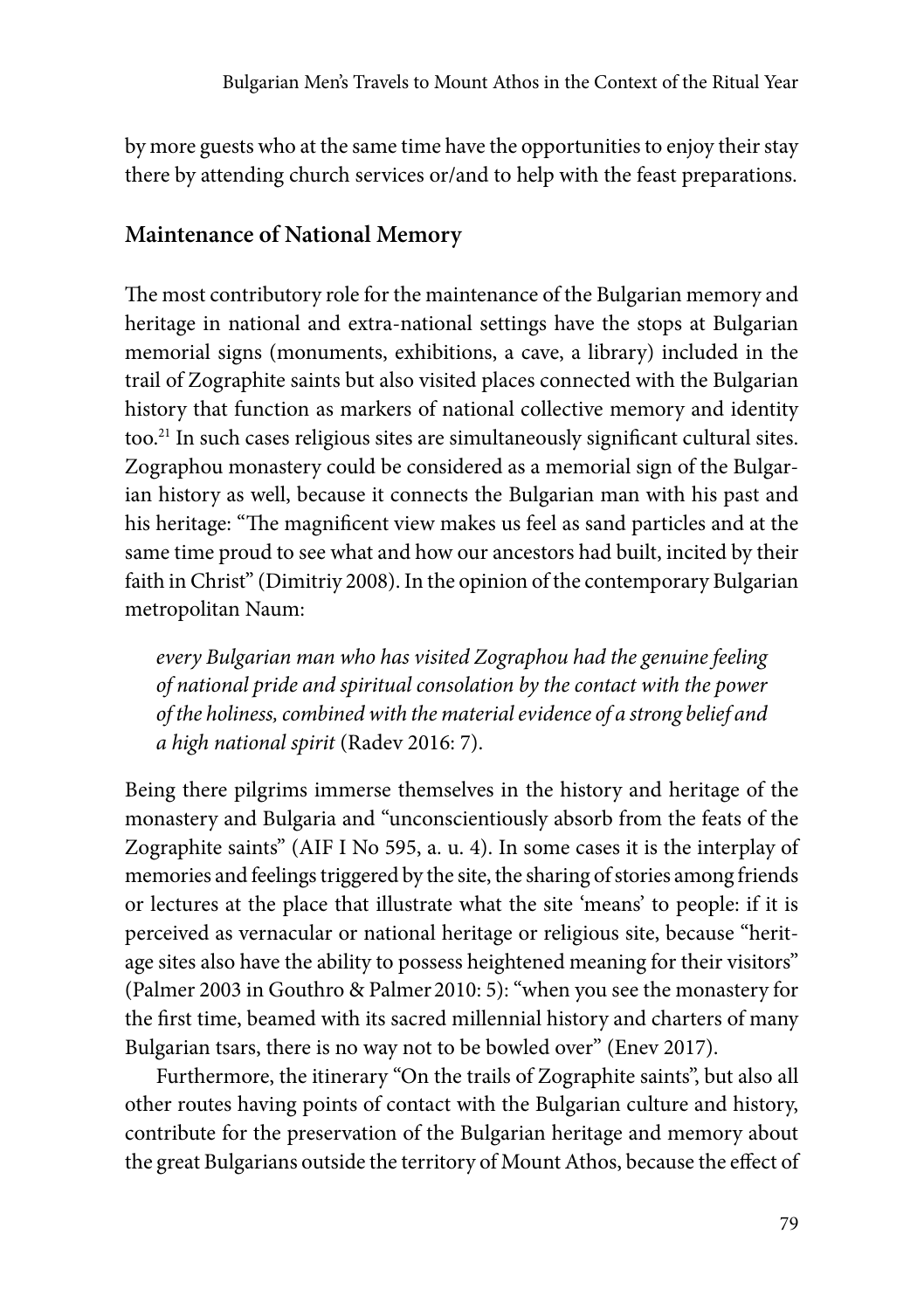by more guests who at the same time have the opportunities to enjoy their stay there by attending church services or/and to help with the feast preparations.

## Maintenance of National Memory

The most contributory role for the maintenance of the Bulgarian memory and heritage in national and extra-national settings have the stops at Bulgarian memorial signs (monuments, exhibitions, a cave, a library) included in the trail of Zographite saints but also visited places connected with the Bulgarian history that function as markers of national collective memory and identity too.[21] In such cases religious sites are simultaneously significant cultural sites. Zographou monastery could be considered as a memorial sign of the Bulgarian history as well, because it connects the Bulgarian man with his past and his heritage: "The magnificent view makes us feel as sand particles and at the same time proud to see what and how our ancestors had built, incited by their faith in Christ" (Dimitriy 2008). In the opinion of the contemporary Bulgarian metropolitan Naum:

> *every Bulgarian man who has visited Zographou had the genuine feeling of national pride and spiritual consolation by the contact with the power of the holiness, combined with the material evidence of a strong belief and a high national spirit* (Radev 2016: 7).

Being there pilgrims immerse themselves in the history and heritage of the monastery and Bulgaria and "unconscientiously absorb from the feats of the Zographite saints" (AIF I No 595, a. u. 4). In some cases it is the interplay of memories and feelings triggered by the site, the sharing of stories among friends or lectures at the place that illustrate what the site 'means' to people: if it is perceived as vernacular or national heritage or religious site, because "heritage sites also have the ability to possess heightened meaning for their visitors" (Palmer 2003 in Gouthro & Palmer 2010: 5): "when you see the monastery for the first time, beamed with its sacred millennial history and charters of many Bulgarian tsars, there is no way not to be bowled over" (Enev 2017).

Furthermore, the itinerary "On the trails of Zographite saints", but also all other routes having points of contact with the Bulgarian culture and history, contribute for the preservation of the Bulgarian heritage and memory about the great Bulgarians outside the territory of Mount Athos, because the effect of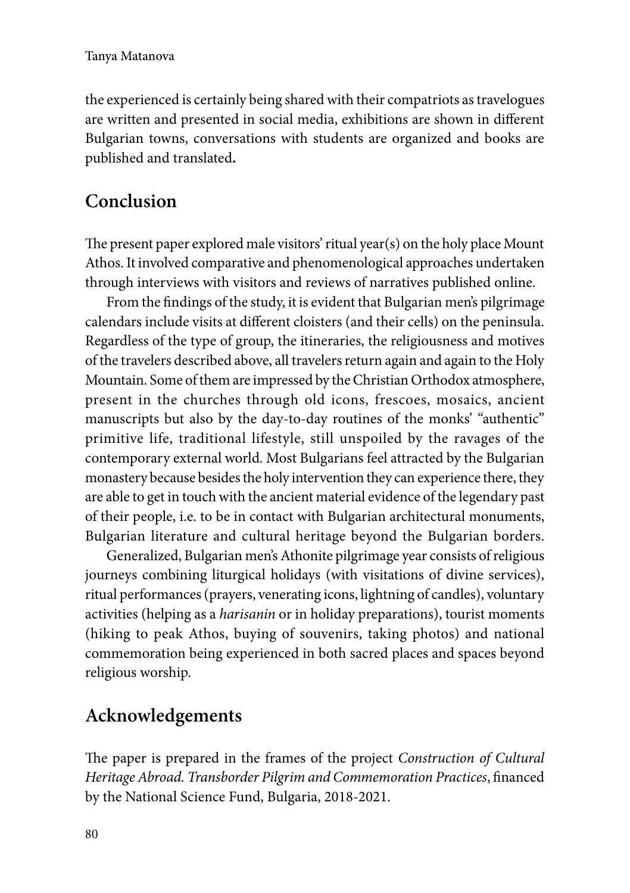the experienced is certainly being shared with their compatriots as travelogues are written and presented in social media, exhibitions are shown in different Bulgarian towns, conversations with students are organized and books are published and translated**.**

## Conclusion

The present paper explored male visitors' ritual year(s) on the holy place Mount Athos. It involved comparative and phenomenological approaches undertaken through interviews with visitors and reviews of narratives published online.

From the findings of the study, it is evident that Bulgarian men's pilgrimage calendars include visits at different cloisters (and their cells) on the peninsula. Regardless of the type of group, the itineraries, the religiousness and motives of the travelers described above, all travelers return again and again to the Holy Mountain. Some of them are impressed by the Christian Orthodox atmosphere, present in the churches through old icons, frescoes, mosaics, ancient manuscripts but also by the day-to-day routines of the monks' "authentic" primitive life, traditional lifestyle, still unspoiled by the ravages of the contemporary external world. Most Bulgarians feel attracted by the Bulgarian monastery because besides the holy intervention they can experience there, they are able to get in touch with the ancient material evidence of the legendary past of their people, i.e. to be in contact with Bulgarian architectural monuments, Bulgarian literature and cultural heritage beyond the Bulgarian borders.

Generalized, Bulgarian men's Athonite pilgrimage year consists of religious journeys combining liturgical holidays (with visitations of divine services), ritual performances (prayers, venerating icons, lightning of candles), voluntary activities (helping as a *harisanin* or in holiday preparations), tourist moments (hiking to peak Athos, buying of souvenirs, taking photos) and national commemoration being experienced in both sacred places and spaces beyond religious worship.

## Acknowledgements

The paper is prepared in the frames of the project *Construction of Cultural Heritage Abroad. Transborder Pilgrim and Commemoration Practices*, financed by the National Science Fund, Bulgaria, 2018-2021.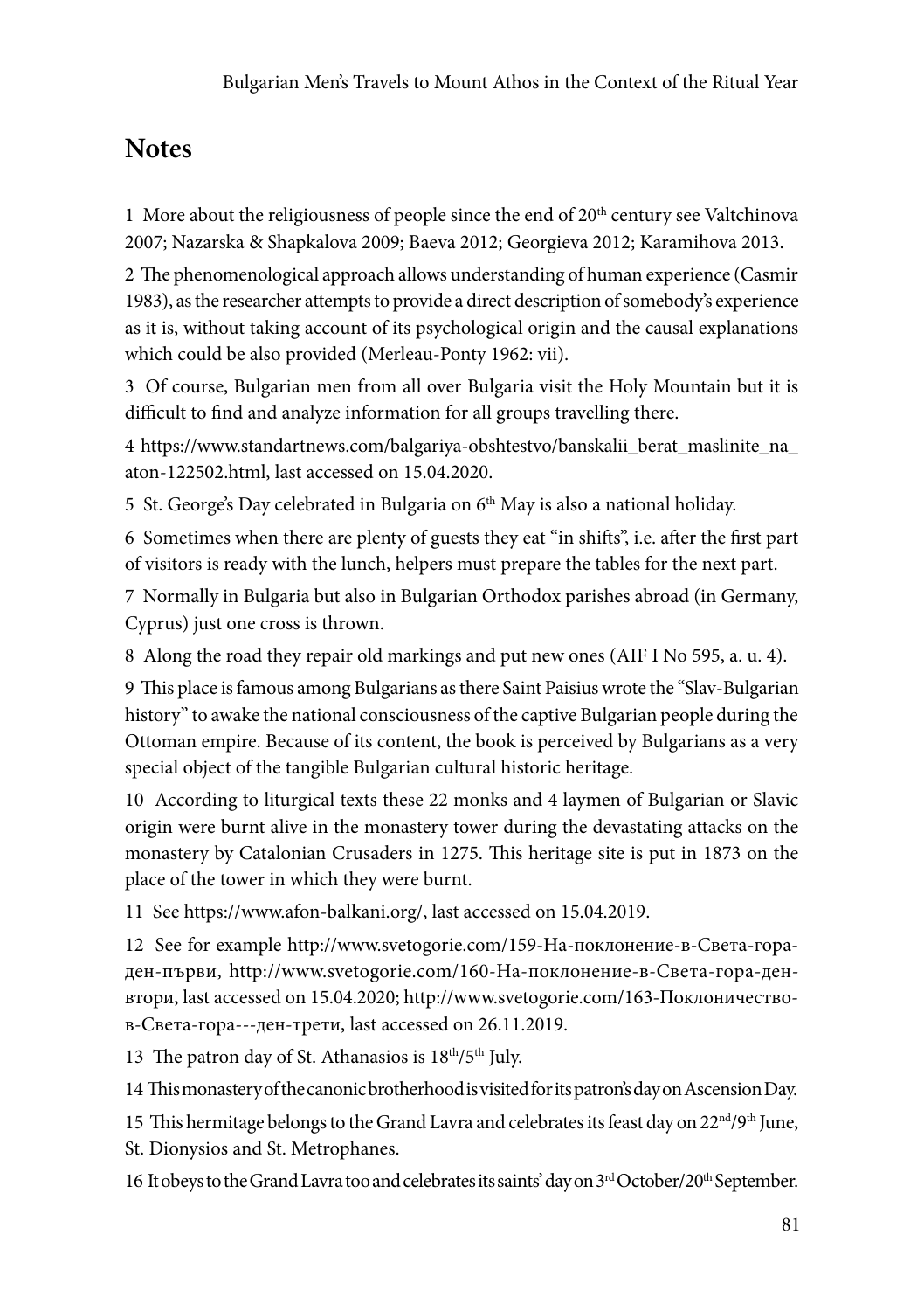## Notes

1 More about the religiousness of people since the end of 20th century see Valtchinova 2007; Nazarska & Shapkalova 2009; Baeva 2012; Georgieva 2012; Karamihova 2013.

2 The phenomenological approach allows understanding of human experience (Casmir 1983), as the researcher attempts to provide a direct description of somebody's experience as it is, without taking account of its psychological origin and the causal explanations which could be also provided (Merleau-Ponty 1962: vii).

3 Of course, Bulgarian men from all over Bulgaria visit the Holy Mountain but it is difficult to find and analyze information for all groups travelling there.

4 https://www.standartnews.com/balgariya-obshtestvo/banskalii_berat_maslinite_na_aton-122502.html, last accessed on 15.04.2020.

5 St. George's Day celebrated in Bulgaria on 6th May is also a national holiday.

6 Sometimes when there are plenty of guests they eat "in shifts", i.e. after the first part of visitors is ready with the lunch, helpers must prepare the tables for the next part.

7 Normally in Bulgaria but also in Bulgarian Orthodox parishes abroad (in Germany, Cyprus) just one cross is thrown.

8 Along the road they repair old markings and put new ones (AIF I No 595, a. u. 4).

9 This place is famous among Bulgarians as there Saint Paisius wrote the "Slav-Bulgarian history" to awake the national consciousness of the captive Bulgarian people during the Ottoman empire. Because of its content, the book is perceived by Bulgarians as a very special object of the tangible Bulgarian cultural historic heritage.

10 According to liturgical texts these 22 monks and 4 laymen of Bulgarian or Slavic origin were burnt alive in the monastery tower during the devastating attacks on the monastery by Catalonian Crusaders in 1275. This heritage site is put in 1873 on the place of the tower in which they were burnt.

11 See https://www.afon-balkani.org/, last accessed on 15.04.2019.

12 See for example http://www.svetogorie.com/159-На-поклонение-в-Света-гора-ден-първи, http://www.svetogorie.com/160-На-поклонение-в-Света-гора-ден-втори, last accessed on 15.04.2020; http://www.svetogorie.com/163-Поклоничество-в-Света-гора---ден-трети, last accessed on 26.11.2019.

13 The patron day of St. Athanasios is 18th/5th July.

14 This monastery of the canonic brotherhood is visited for its patron's day on Ascension Day.

15 This hermitage belongs to the Grand Lavra and celebrates its feast day on 22nd/9th June, St. Dionysios and St. Metrophanes.

16 It obeys to the Grand Lavra too and celebrates its saints' day on 3rd October/20th September.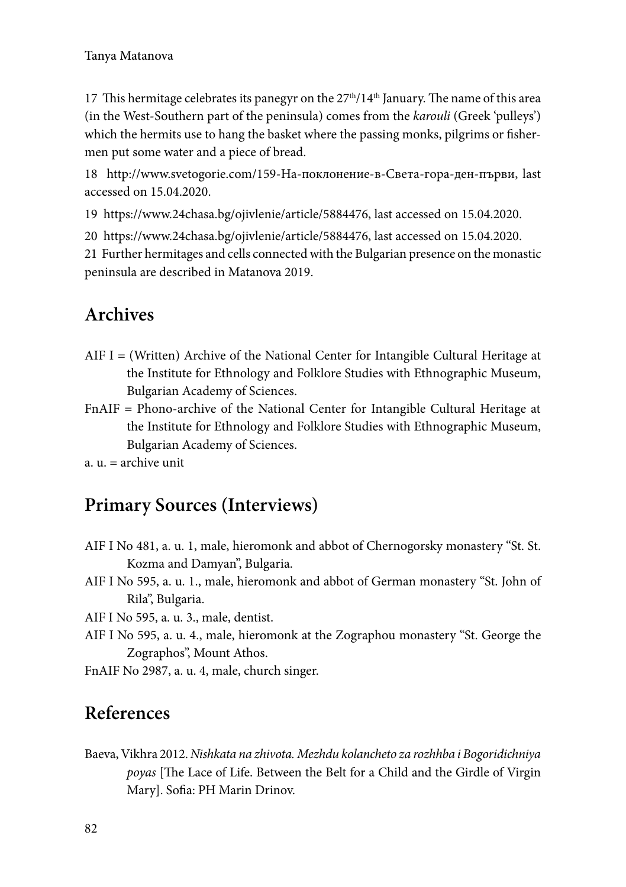17 This hermitage celebrates its panegyr on the 27th/14th January. The name of this area (in the West-Southern part of the peninsula) comes from the *karouli* (Greek 'pulleys') which the hermits use to hang the basket where the passing monks, pilgrims or fishermen put some water and a piece of bread.

18 http://www.svetogorie.com/159-На-поклонение-в-Света-гора-ден-първи, last accessed on 15.04.2020.

19 https://www.24chasa.bg/ojivlenie/article/5884476, last accessed on 15.04.2020.

20 https://www.24chasa.bg/ojivlenie/article/5884476, last accessed on 15.04.2020.

21 Further hermitages and cells connected with the Bulgarian presence on the monastic peninsula are described in Matanova 2019.

## Archives

AIF I = (Written) Archive of the National Center for Intangible Cultural Heritage at the Institute for Ethnology and Folklore Studies with Ethnographic Museum, Bulgarian Academy of Sciences.

FnAIF = Phono-archive of the National Center for Intangible Cultural Heritage at the Institute for Ethnology and Folklore Studies with Ethnographic Museum, Bulgarian Academy of Sciences.

a. u. = archive unit

## Primary Sources (Interviews)

AIF I No 481, a. u. 1, male, hieromonk and abbot of Chernogorsky monastery "St. St. Kozma and Damyan", Bulgaria.

AIF I No 595, a. u. 1., male, hieromonk and abbot of German monastery "St. John of Rila", Bulgaria.

AIF I No 595, a. u. 3., male, dentist.

AIF I No 595, a. u. 4., male, hieromonk at the Zographou monastery "St. George the Zographos", Mount Athos.

FnAIF No 2987, a. u. 4, male, church singer.

## References

Baeva, Vikhra 2012. *Nishkata na zhivota. Mezhdu kolancheto za rozhhba i Bogoridichniya poyas* [The Lace of Life. Between the Belt for a Child and the Girdle of Virgin Mary]. Sofia: PH Marin Drinov.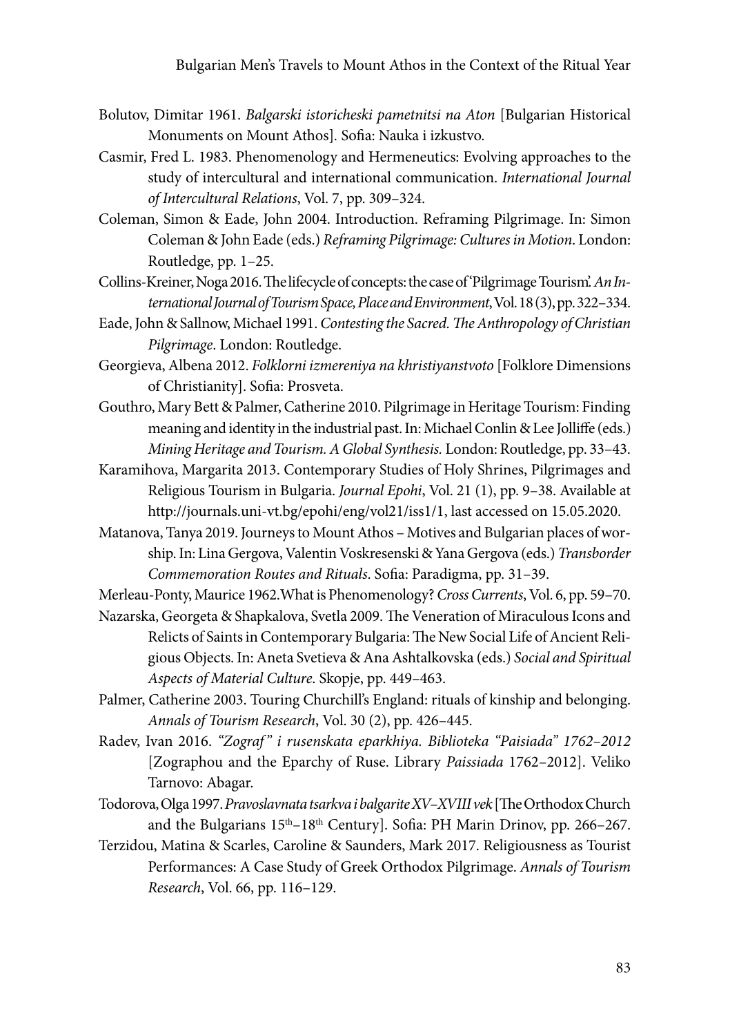Bolutov, Dimitar 1961. *Balgarski istoricheski pametnitsi na Aton* [Bulgarian Historical Monuments on Mount Athos]. Sofia: Nauka i izkustvo.

Casmir, Fred L. 1983. Phenomenology and Hermeneutics: Evolving approaches to the study of intercultural and international communication. *International Journal of Intercultural Relations*, Vol. 7, pp. 309–324.

Coleman, Simon & Eade, John 2004. Introduction. Reframing Pilgrimage. In: Simon Coleman & John Eade (eds.) *Reframing Pilgrimage: Cultures in Motion*. London: Routledge, pp. 1–25.

Collins-Kreiner, Noga 2016. The lifecycle of concepts: the case of 'Pilgrimage Tourism'. *An International Journal of Tourism Space, Place and Environment*, Vol. 18 (3), pp. 322–334.

Eade, John & Sallnow, Michael 1991. *Contesting the Sacred. The Anthropology of Christian Pilgrimage*. London: Routledge.

Georgieva, Albena 2012. *Folklorni izmereniya na khristiyanstvoto* [Folklore Dimensions of Christianity]. Sofia: Prosveta.

Gouthro, Mary Bett & Palmer, Catherine 2010. Pilgrimage in Heritage Tourism: Finding meaning and identity in the industrial past. In: Michael Conlin & Lee Jolliffe (eds.) *Mining Heritage and Tourism. A Global Synthesis.* London: Routledge, pp. 33–43.

Karamihova, Margarita 2013. Contemporary Studies of Holy Shrines, Pilgrimages and Religious Tourism in Bulgaria. *Journal Epohi*, Vol. 21 (1), pp. 9–38. Available at http://journals.uni-vt.bg/epohi/eng/vol21/iss1/1, last accessed on 15.05.2020.

Matanova, Tanya 2019. Journeys to Mount Athos – Motives and Bulgarian places of worship. In: Lina Gergova, Valentin Voskresenski & Yana Gergova (eds.) *Transborder Commemoration Routes and Rituals*. Sofia: Paradigma, pp. 31–39.

Merleau-Ponty, Maurice 1962. What is Phenomenology? *Cross Currents*, Vol. 6, pp. 59–70.

Nazarska, Georgeta & Shapkalova, Svetla 2009. The Veneration of Miraculous Icons and Relicts of Saints in Contemporary Bulgaria: The New Social Life of Ancient Religious Objects. In: Aneta Svetieva & Ana Ashtalkovska (eds.) *Social and Spiritual Aspects of Material Culture*. Skopje, pp. 449–463.

Palmer, Catherine 2003. Touring Churchill's England: rituals of kinship and belonging. *Annals of Tourism Research*, Vol. 30 (2), pp. 426–445.

Radev, Ivan 2016. *"Zograf" i rusenskata eparkhiya. Biblioteka "Paisiada" 1762–2012* [Zographou and the Eparchy of Ruse. Library *Paissiada* 1762–2012]. Veliko Tarnovo: Abagar.

Todorova, Olga 1997. *Pravoslavnata tsarkva i balgarite XV–XVIII vek* [The Orthodox Church and the Bulgarians 15th–18th Century]. Sofia: PH Marin Drinov, pp. 266–267.

Terzidou, Matina & Scarles, Caroline & Saunders, Mark 2017. Religiousness as Tourist Performances: A Case Study of Greek Orthodox Pilgrimage. *Annals of Tourism Research*, Vol. 66, pp. 116–129.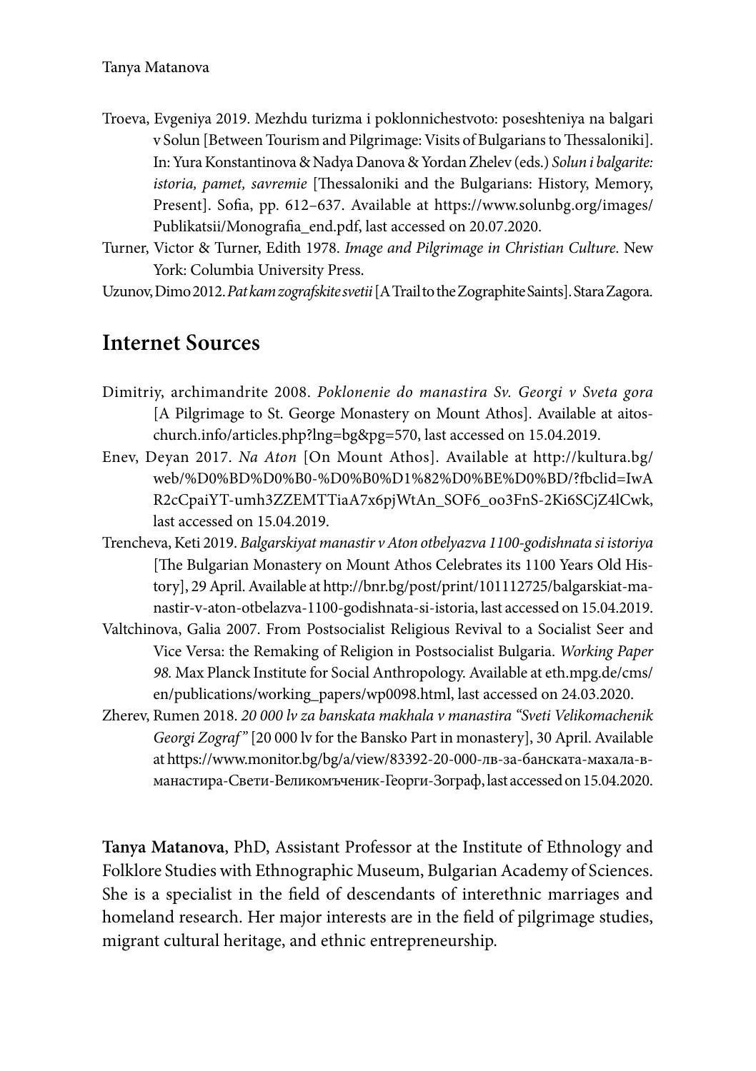Troeva, Evgeniya 2019. Mezhdu turizma i poklonnichestvoto: poseshteniya na balgari v Solun [Between Tourism and Pilgrimage: Visits of Bulgarians to Thessaloniki]. In: Yura Konstantinova & Nadya Danova & Yordan Zhelev (eds.) *Solun i balgarite: istoria, pamet, savremie* [Thessaloniki and the Bulgarians: History, Memory, Present]. Sofia, pp. 612–637. Available at https://www.solunbg.org/images/Publikatsii/Monografia_end.pdf, last accessed on 20.07.2020.

Turner, Victor & Turner, Edith 1978. *Image and Pilgrimage in Christian Culture*. New York: Columbia University Press.

Uzunov, Dimo 2012. *Pat kam zografskite svetii* [A Trail to the Zographite Saints]. Stara Zagora.

## Internet Sources

Dimitriy, archimandrite 2008. *Poklonenie do manastira Sv. Georgi v Sveta gora* [A Pilgrimage to St. George Monastery on Mount Athos]. Available at aitos-church.info/articles.php?lng=bg&pg=570, last accessed on 15.04.2019.

Enev, Deyan 2017. *Na Aton* [On Mount Athos]. Available at http://kultura.bg/web/%D0%BD%D0%B0-%D0%B0%D1%82%D0%BE%D0%BD/?fbclid=IwAR2cCpaiYT-umh3ZZEMTTiaA7x6pjWtAn_SOF6_oo3FnS-2Ki6SCjZ4lCwk, last accessed on 15.04.2019.

Trencheva, Keti 2019. *Balgarskiyat manastir v Aton otbelyazva 1100-godishnata si istoriya* [The Bulgarian Monastery on Mount Athos Celebrates its 1100 Years Old History], 29 April. Available at http://bnr.bg/post/print/101112725/balgarskiat-manastir-v-aton-otbelazva-1100-godishnata-si-istoria, last accessed on 15.04.2019.

Valtchinova, Galia 2007. From Postsocialist Religious Revival to a Socialist Seer and Vice Versa: the Remaking of Religion in Postsocialist Bulgaria. *Working Paper 98.* Max Planck Institute for Social Anthropology. Available at eth.mpg.de/cms/en/publications/working_papers/wp0098.html, last accessed on 24.03.2020.

Zherev, Rumen 2018. *20 000 lv za banskata makhala v manastira "Sveti Velikomachenik Georgi Zograf"* [20 000 lv for the Bansko Part in monastery], 30 April. Available at https://www.monitor.bg/bg/a/view/83392-20-000-лв-за-банската-махала-в-манастира-Свети-Великомъченик-Георги-Зограф, last accessed on 15.04.2020.

**Tanya Matanova**, PhD, Assistant Professor at the Institute of Ethnology and Folklore Studies with Ethnographic Museum, Bulgarian Academy of Sciences. She is a specialist in the field of descendants of interethnic marriages and homeland research. Her major interests are in the field of pilgrimage studies, migrant cultural heritage, and ethnic entrepreneurship.